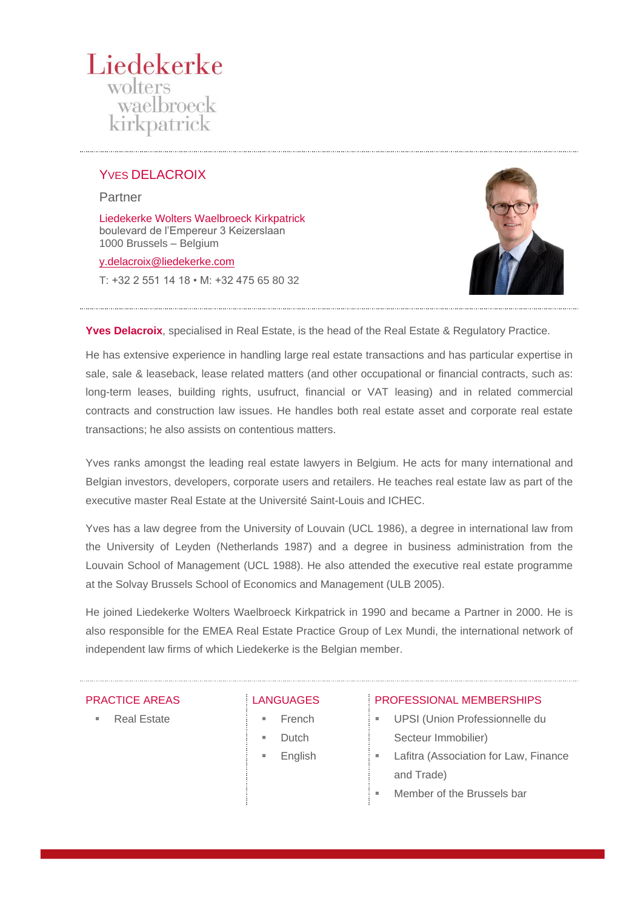Liedekerke
wolters
waelbroeck
kirkpatrick

## Yves DELACROIX

Partner

Liedekerke Wolters Waelbroeck Kirkpatrick
boulevard de l'Empereur 3 Keizerslaan
1000 Brussels – Belgium

y.delacroix@liedekerke.com

T: +32 2 551 14 18 • M: +32 475 65 80 32

**Yves Delacroix**, specialised in Real Estate, is the head of the Real Estate & Regulatory Practice.

He has extensive experience in handling large real estate transactions and has particular expertise in sale, sale & leaseback, lease related matters (and other occupational or financial contracts, such as: long-term leases, building rights, usufruct, financial or VAT leasing) and in related commercial contracts and construction law issues. He handles both real estate asset and corporate real estate transactions; he also assists on contentious matters.

Yves ranks amongst the leading real estate lawyers in Belgium. He acts for many international and Belgian investors, developers, corporate users and retailers. He teaches real estate law as part of the executive master Real Estate at the Université Saint-Louis and ICHEC.

Yves has a law degree from the University of Louvain (UCL 1986), a degree in international law from the University of Leyden (Netherlands 1987) and a degree in business administration from the Louvain School of Management (UCL 1988). He also attended the executive real estate programme at the Solvay Brussels School of Economics and Management (ULB 2005).

He joined Liedekerke Wolters Waelbroeck Kirkpatrick in 1990 and became a Partner in 2000. He is also responsible for the EMEA Real Estate Practice Group of Lex Mundi, the international network of independent law firms of which Liedekerke is the Belgian member.

### PRACTICE AREAS

- Real Estate

### LANGUAGES

- French
- Dutch
- English

### PROFESSIONAL MEMBERSHIPS

- UPSI (Union Professionnelle du Secteur Immobilier)
- Lafitra (Association for Law, Finance and Trade)
- Member of the Brussels bar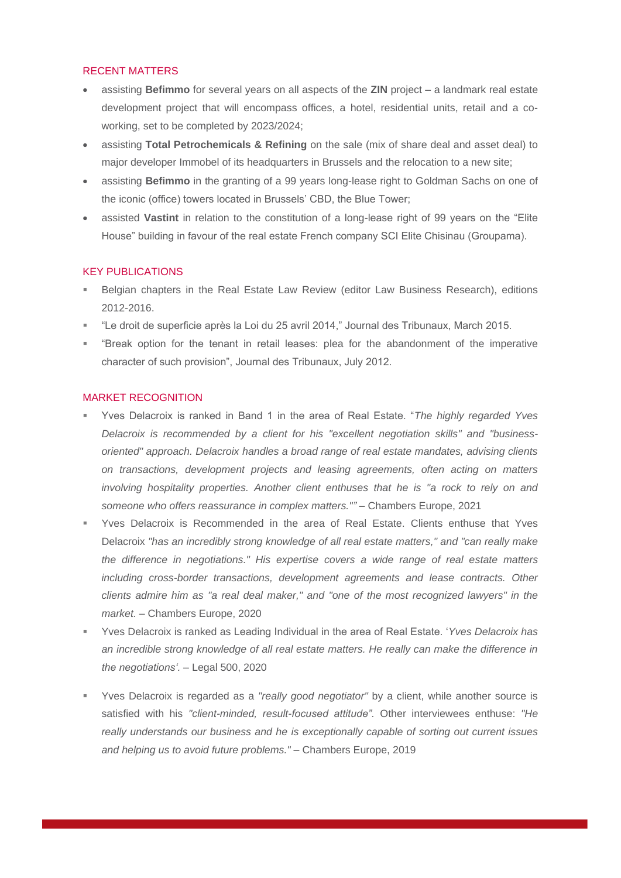## RECENT MATTERS

- assisting **Befimmo** for several years on all aspects of the **ZIN** project – a landmark real estate development project that will encompass offices, a hotel, residential units, retail and a co-working, set to be completed by 2023/2024;
- assisting **Total Petrochemicals & Refining** on the sale (mix of share deal and asset deal) to major developer Immobel of its headquarters in Brussels and the relocation to a new site;
- assisting **Befimmo** in the granting of a 99 years long-lease right to Goldman Sachs on one of the iconic (office) towers located in Brussels' CBD, the Blue Tower;
- assisted **Vastint** in relation to the constitution of a long-lease right of 99 years on the "Elite House" building in favour of the real estate French company SCI Elite Chisinau (Groupama).

## KEY PUBLICATIONS

- Belgian chapters in the Real Estate Law Review (editor Law Business Research), editions 2012-2016.
- "Le droit de superficie après la Loi du 25 avril 2014," Journal des Tribunaux, March 2015.
- "Break option for the tenant in retail leases: plea for the abandonment of the imperative character of such provision", Journal des Tribunaux, July 2012.

## MARKET RECOGNITION

- Yves Delacroix is ranked in Band 1 in the area of Real Estate. "*The highly regarded Yves Delacroix is recommended by a client for his "excellent negotiation skills" and "business-oriented" approach. Delacroix handles a broad range of real estate mandates, advising clients on transactions, development projects and leasing agreements, often acting on matters involving hospitality properties. Another client enthuses that he is "a rock to rely on and someone who offers reassurance in complex matters.""* – Chambers Europe, 2021
- Yves Delacroix is Recommended in the area of Real Estate. Clients enthuse that Yves Delacroix *"has an incredibly strong knowledge of all real estate matters," and "can really make the difference in negotiations." His expertise covers a wide range of real estate matters including cross-border transactions, development agreements and lease contracts. Other clients admire him as "a real deal maker," and "one of the most recognized lawyers" in the market.* – Chambers Europe, 2020
- Yves Delacroix is ranked as Leading Individual in the area of Real Estate. '*Yves Delacroix has an incredible strong knowledge of all real estate matters. He really can make the difference in the negotiations'.* – Legal 500, 2020
- Yves Delacroix is regarded as a *"really good negotiator"* by a client, while another source is satisfied with his *"client-minded, result-focused attitude".* Other interviewees enthuse: *"He really understands our business and he is exceptionally capable of sorting out current issues and helping us to avoid future problems."* – Chambers Europe, 2019